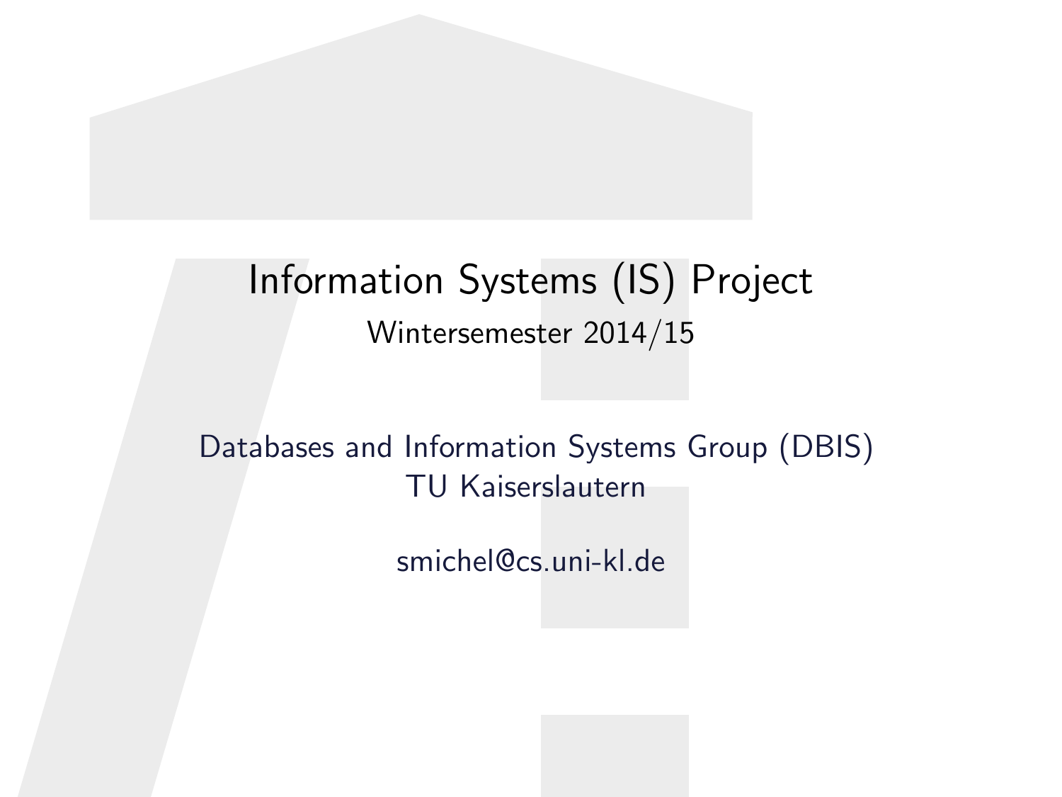# Information Systems (IS) Project

Wintersemester 2014/15

Databases and Information Systems Group (DBIS)
TU Kaiserslautern

smichel@cs.uni-kl.de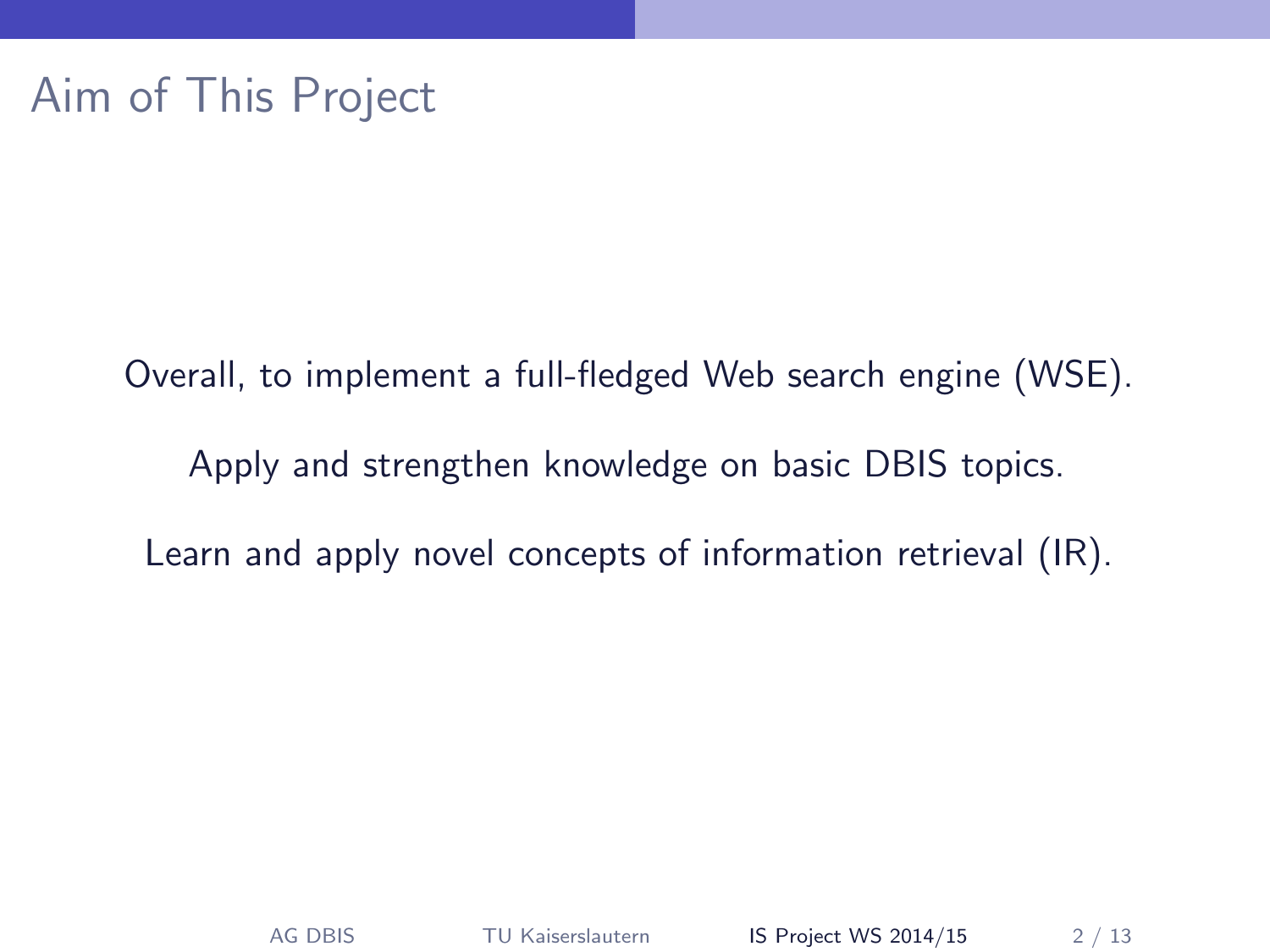# Aim of This Project

Overall, to implement a full-fledged Web search engine (WSE).

Apply and strengthen knowledge on basic DBIS topics.

Learn and apply novel concepts of information retrieval (IR).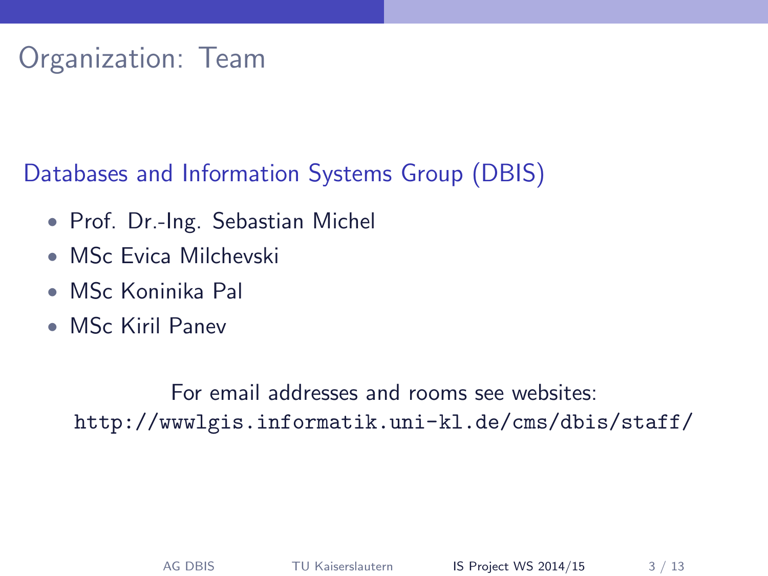# Organization: Team

## Databases and Information Systems Group (DBIS)

- Prof. Dr.-Ing. Sebastian Michel
- MSc Evica Milchevski
- MSc Koninika Pal
- MSc Kiril Panev

For email addresses and rooms see websites:
`http://wwwlgis.informatik.uni-kl.de/cms/dbis/staff/`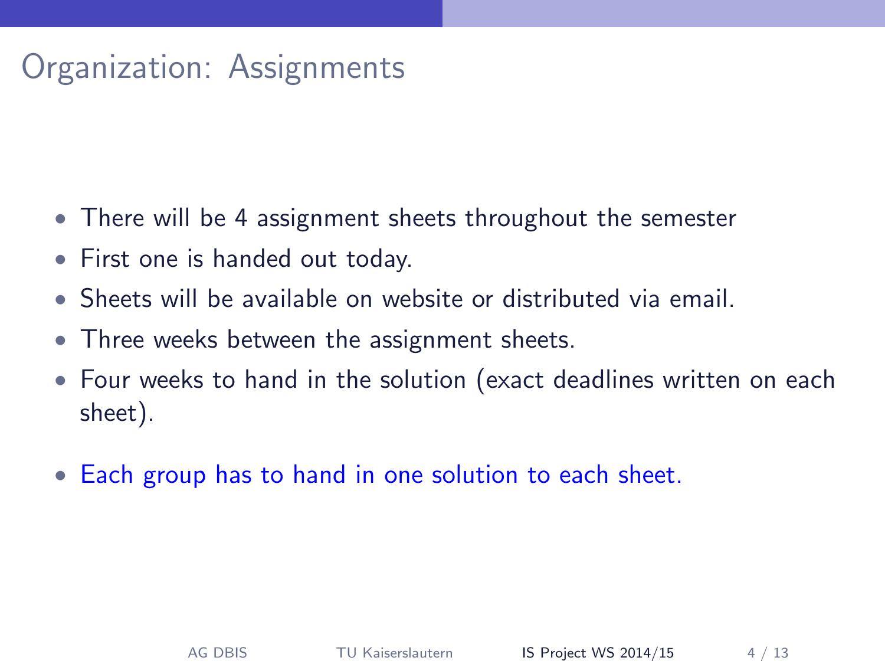# Organization: Assignments

- There will be 4 assignment sheets throughout the semester
- First one is handed out today.
- Sheets will be available on website or distributed via email.
- Three weeks between the assignment sheets.
- Four weeks to hand in the solution (exact deadlines written on each sheet).
- Each group has to hand in one solution to each sheet.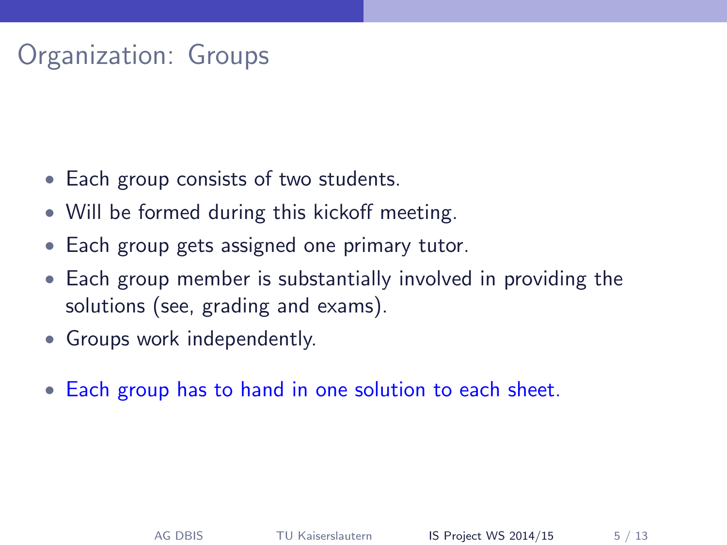# Organization: Groups

- Each group consists of two students.
- Will be formed during this kickoff meeting.
- Each group gets assigned one primary tutor.
- Each group member is substantially involved in providing the solutions (see, grading and exams).
- Groups work independently.
- Each group has to hand in one solution to each sheet.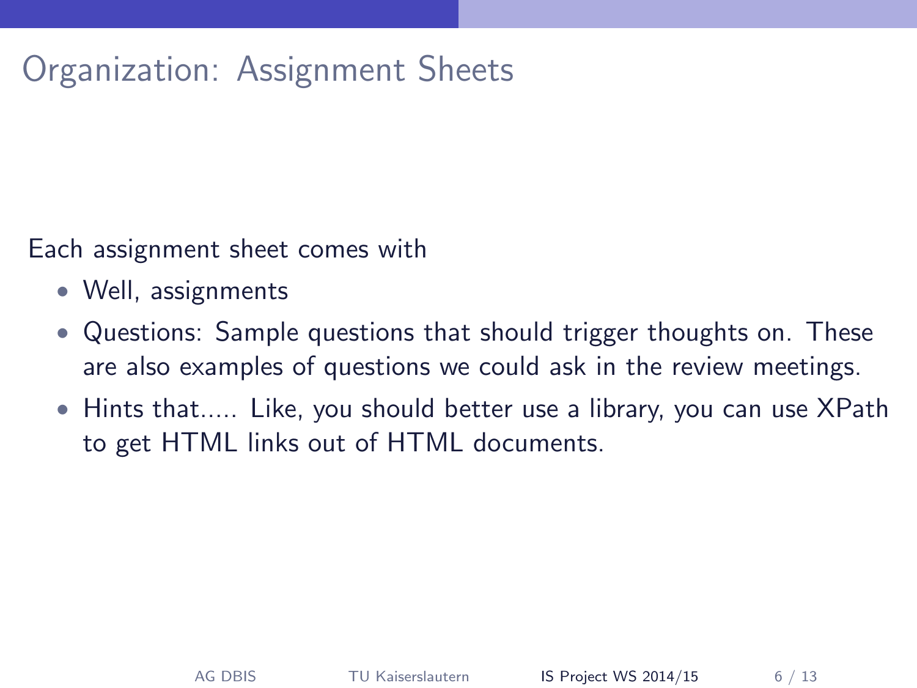# Organization: Assignment Sheets

Each assignment sheet comes with

- Well, assignments
- Questions: Sample questions that should trigger thoughts on. These are also examples of questions we could ask in the review meetings.
- Hints that..... Like, you should better use a library, you can use XPath to get HTML links out of HTML documents.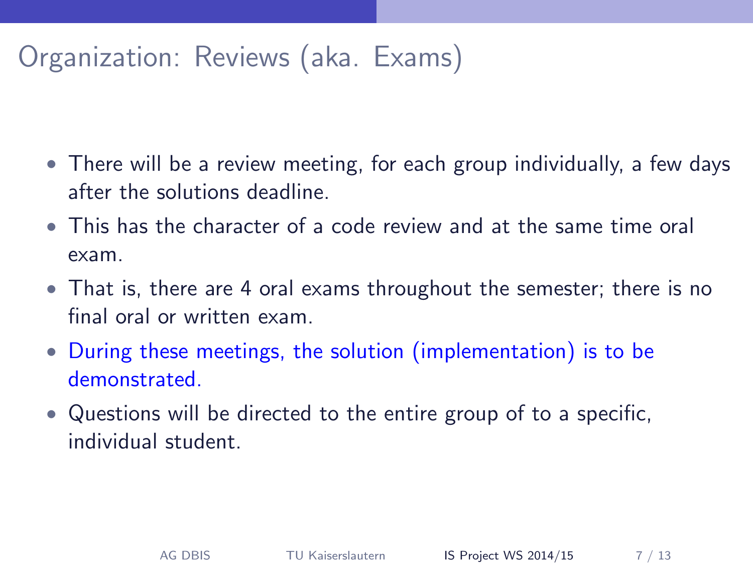# Organization: Reviews (aka. Exams)

- There will be a review meeting, for each group individually, a few days after the solutions deadline.
- This has the character of a code review and at the same time oral exam.
- That is, there are 4 oral exams throughout the semester; there is no final oral or written exam.
- During these meetings, the solution (implementation) is to be demonstrated.
- Questions will be directed to the entire group of to a specific, individual student.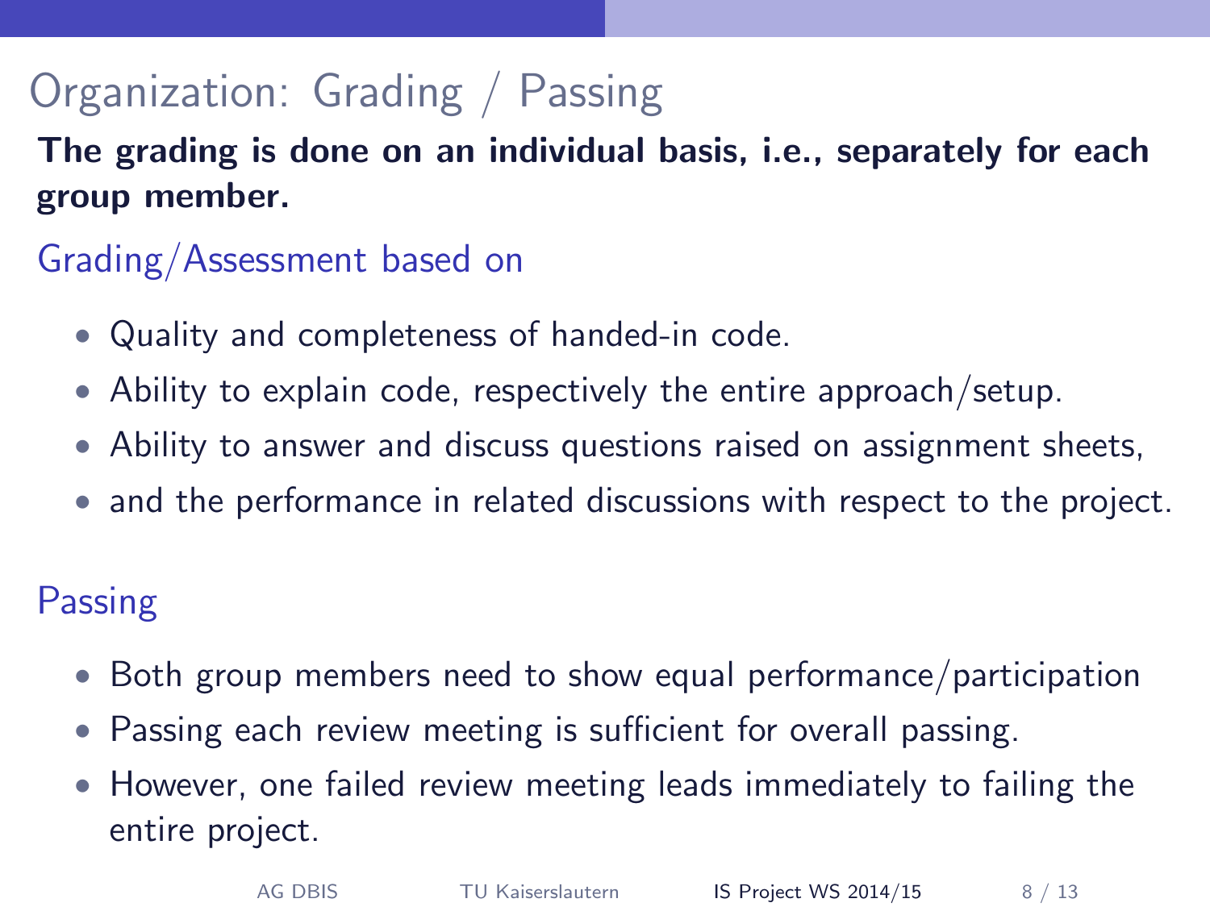# Organization: Grading / Passing

**The grading is done on an individual basis, i.e., separately for each group member.**

## Grading/Assessment based on

- Quality and completeness of handed-in code.
- Ability to explain code, respectively the entire approach/setup.
- Ability to answer and discuss questions raised on assignment sheets,
- and the performance in related discussions with respect to the project.

## Passing

- Both group members need to show equal performance/participation
- Passing each review meeting is sufficient for overall passing.
- However, one failed review meeting leads immediately to failing the entire project.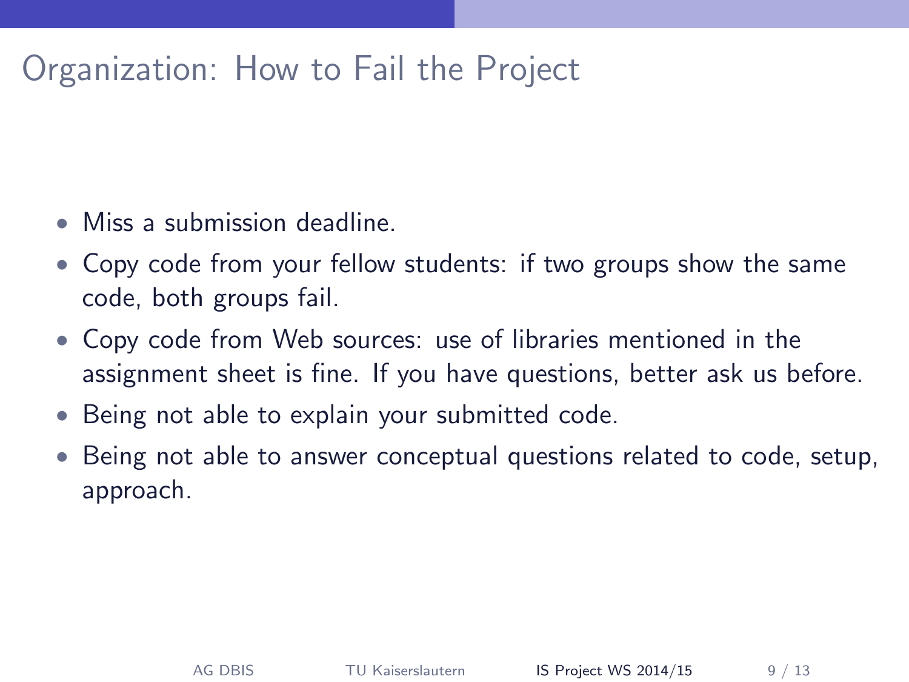# Organization: How to Fail the Project

- Miss a submission deadline.
- Copy code from your fellow students: if two groups show the same code, both groups fail.
- Copy code from Web sources: use of libraries mentioned in the assignment sheet is fine. If you have questions, better ask us before.
- Being not able to explain your submitted code.
- Being not able to answer conceptual questions related to code, setup, approach.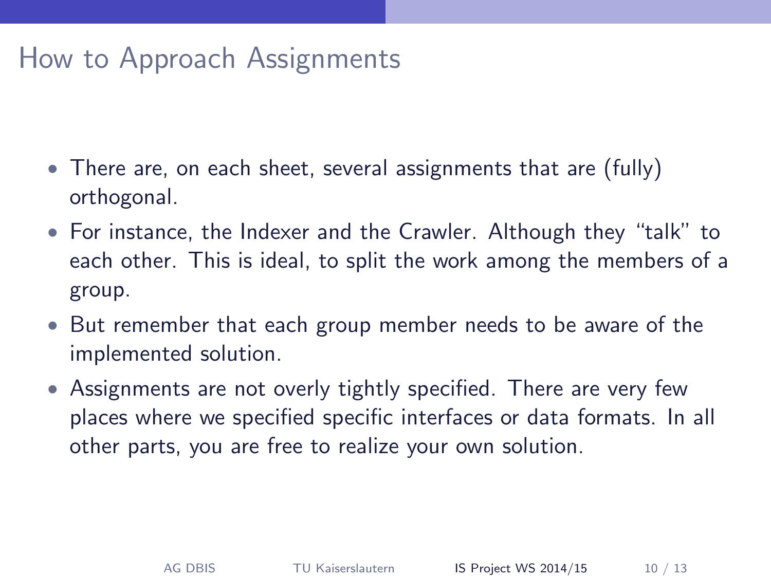# How to Approach Assignments

- There are, on each sheet, several assignments that are (fully) orthogonal.
- For instance, the Indexer and the Crawler. Although they "talk" to each other. This is ideal, to split the work among the members of a group.
- But remember that each group member needs to be aware of the implemented solution.
- Assignments are not overly tightly specified. There are very few places where we specified specific interfaces or data formats. In all other parts, you are free to realize your own solution.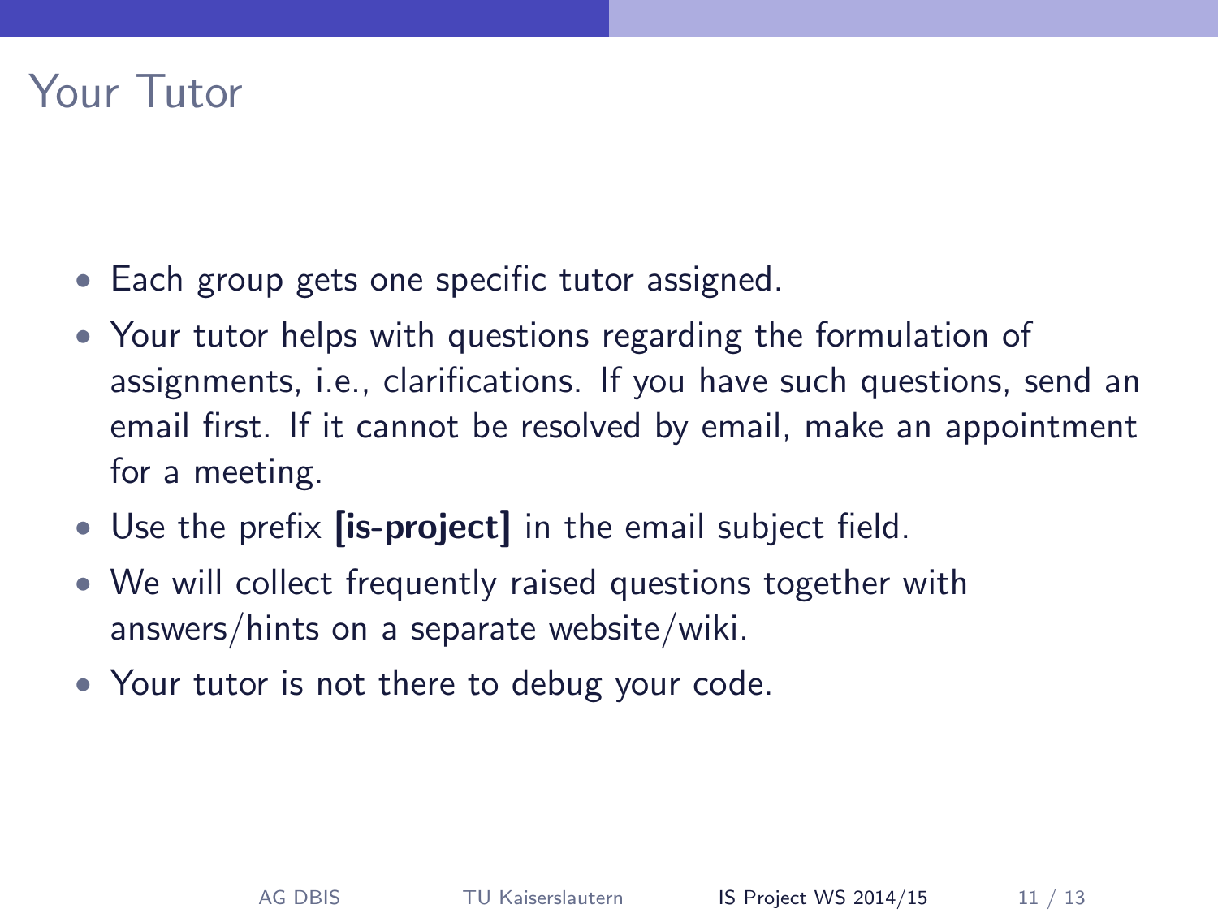# Your Tutor

- Each group gets one specific tutor assigned.
- Your tutor helps with questions regarding the formulation of assignments, i.e., clarifications. If you have such questions, send an email first. If it cannot be resolved by email, make an appointment for a meeting.
- Use the prefix **[is-project]** in the email subject field.
- We will collect frequently raised questions together with answers/hints on a separate website/wiki.
- Your tutor is not there to debug your code.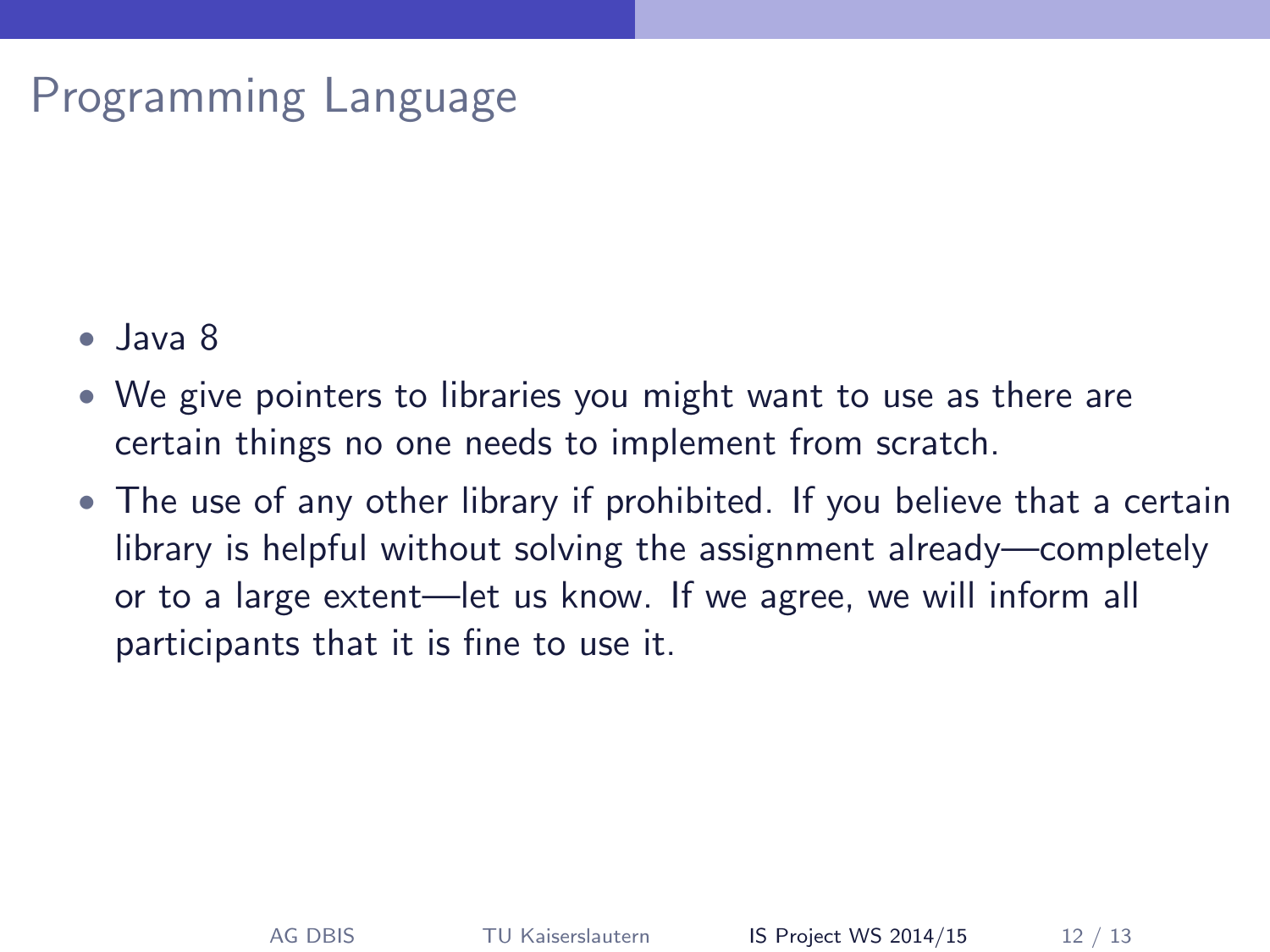# Programming Language

- Java 8
- We give pointers to libraries you might want to use as there are certain things no one needs to implement from scratch.
- The use of any other library if prohibited. If you believe that a certain library is helpful without solving the assignment already—completely or to a large extent—let us know. If we agree, we will inform all participants that it is fine to use it.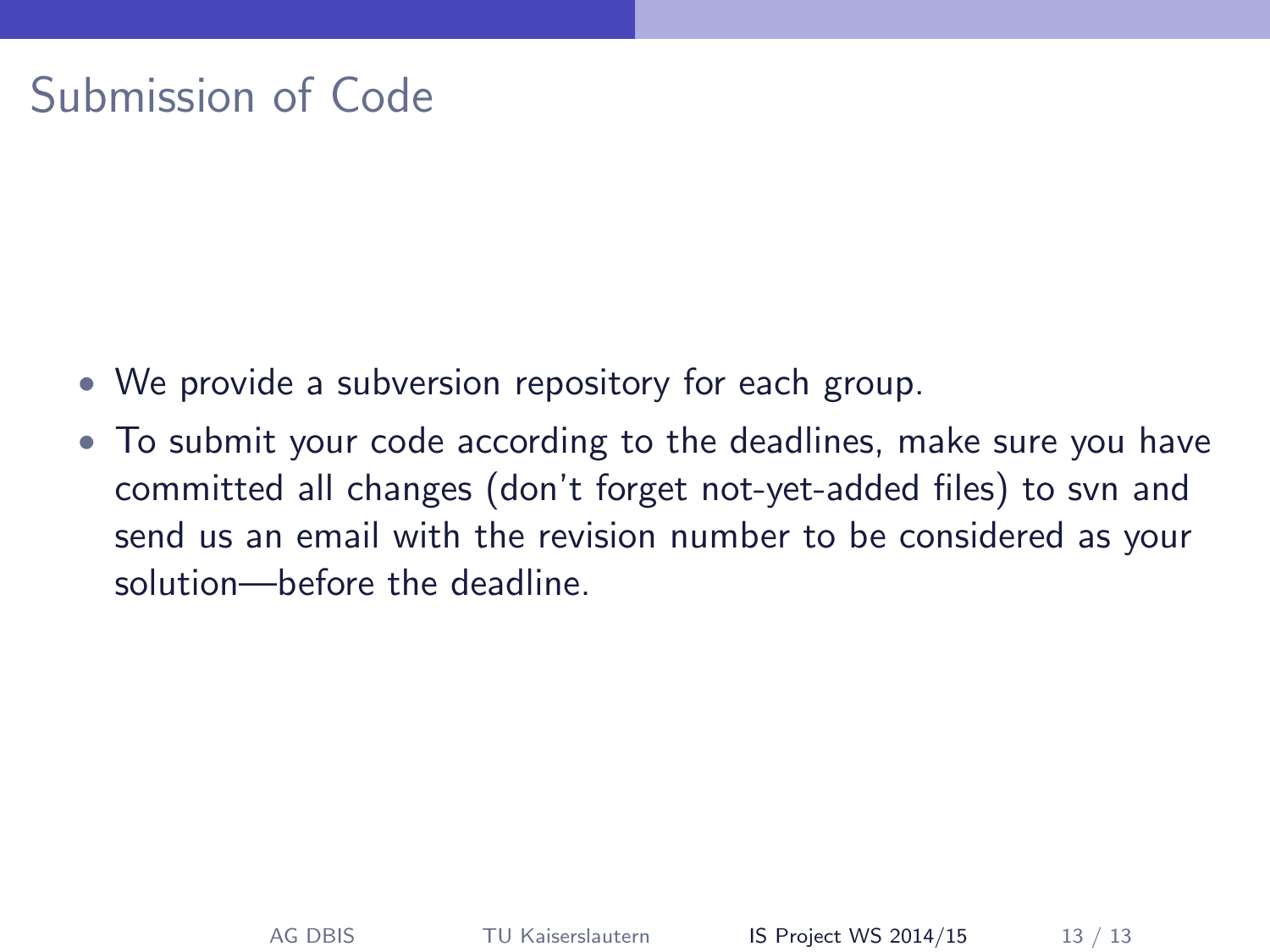# Submission of Code

- We provide a subversion repository for each group.
- To submit your code according to the deadlines, make sure you have committed all changes (don't forget not-yet-added files) to svn and send us an email with the revision number to be considered as your solution—before the deadline.